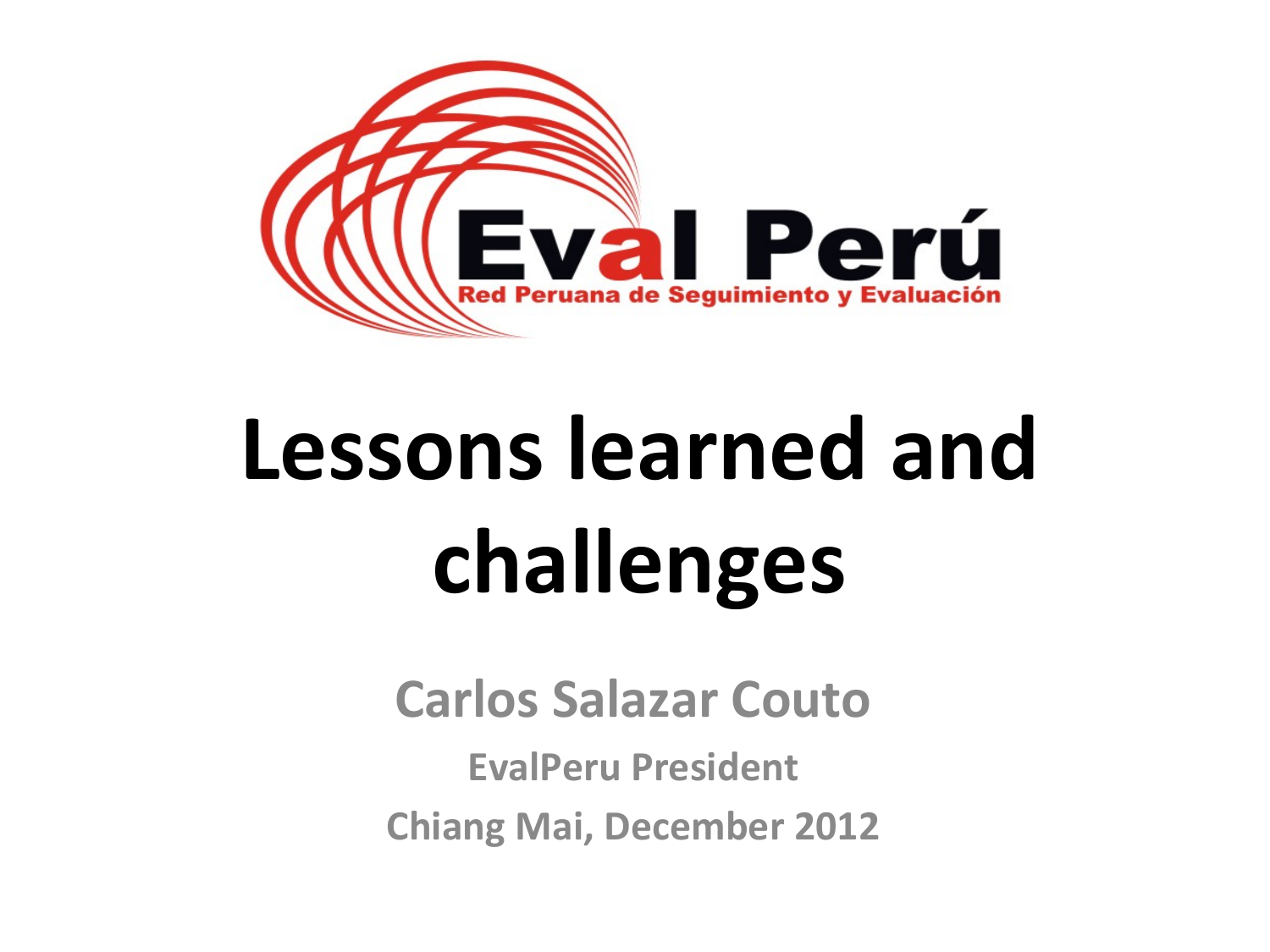Eval Perú

Red Peruana de Seguimiento y Evaluación

# Lessons learned and challenges

**Carlos Salazar Couto**

**EvalPeru President**

**Chiang Mai, December 2012**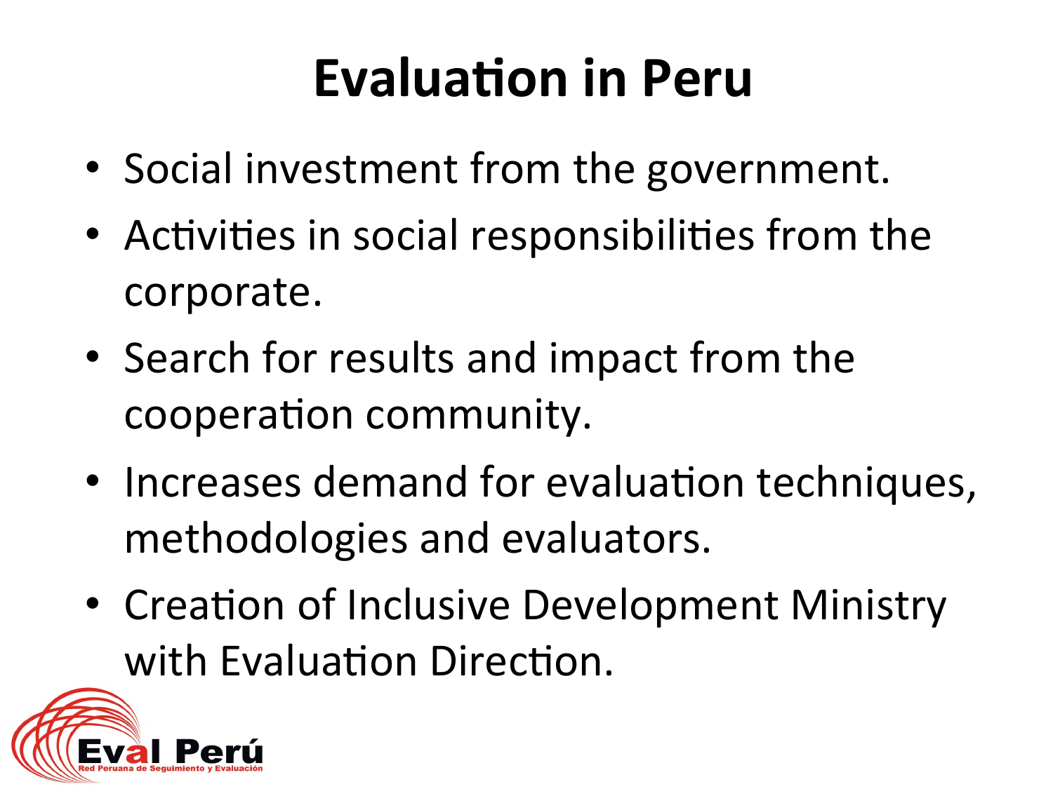# Evaluation in Peru

- Social investment from the government.
- Activities in social responsibilities from the corporate.
- Search for results and impact from the cooperation community.
- Increases demand for evaluation techniques, methodologies and evaluators.
- Creation of Inclusive Development Ministry with Evaluation Direction.

Eval Perú
Red Peruana de Seguimiento y Evaluación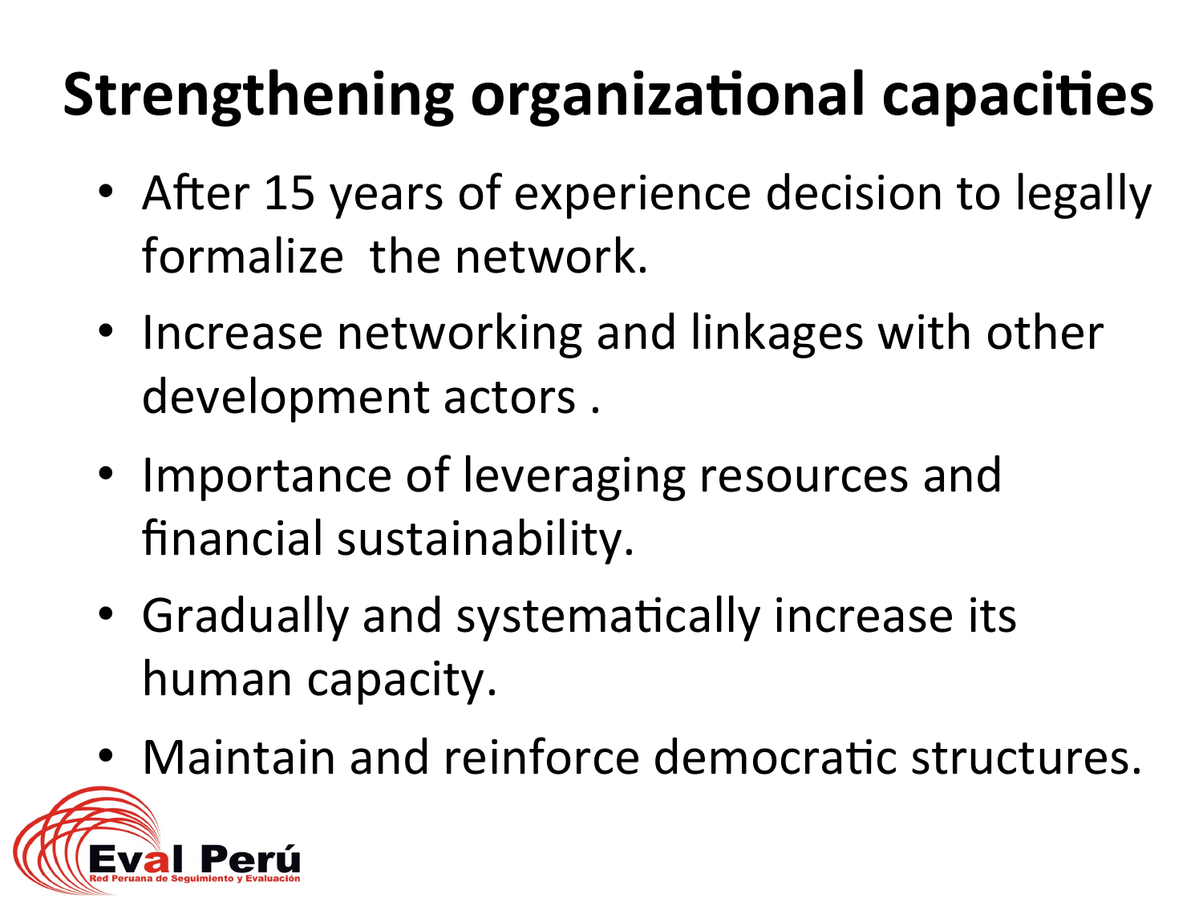# Strengthening organizational capacities

- After 15 years of experience decision to legally formalize the network.
- Increase networking and linkages with other development actors .
- Importance of leveraging resources and financial sustainability.
- Gradually and systematically increase its human capacity.
- Maintain and reinforce democratic structures.

Eval Perú
Red Peruana de Seguimiento y Evaluación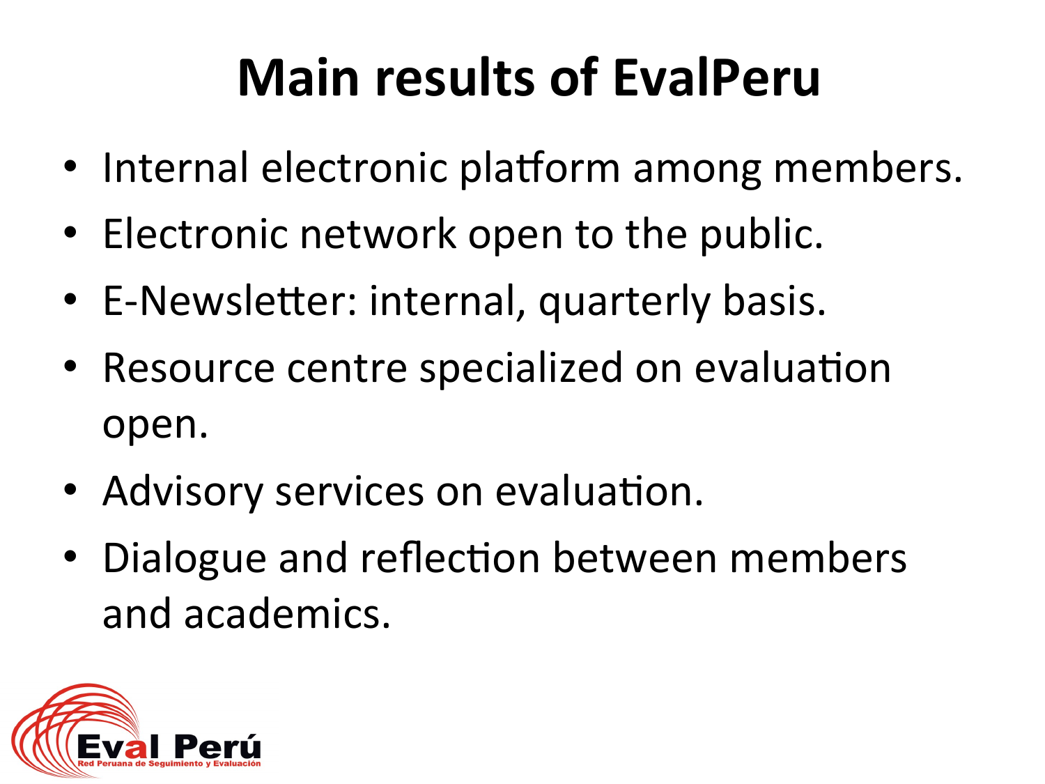# Main results of EvalPeru

- Internal electronic platform among members.
- Electronic network open to the public.
- E-Newsletter: internal, quarterly basis.
- Resource centre specialized on evaluation open.
- Advisory services on evaluation.
- Dialogue and reflection between members and academics.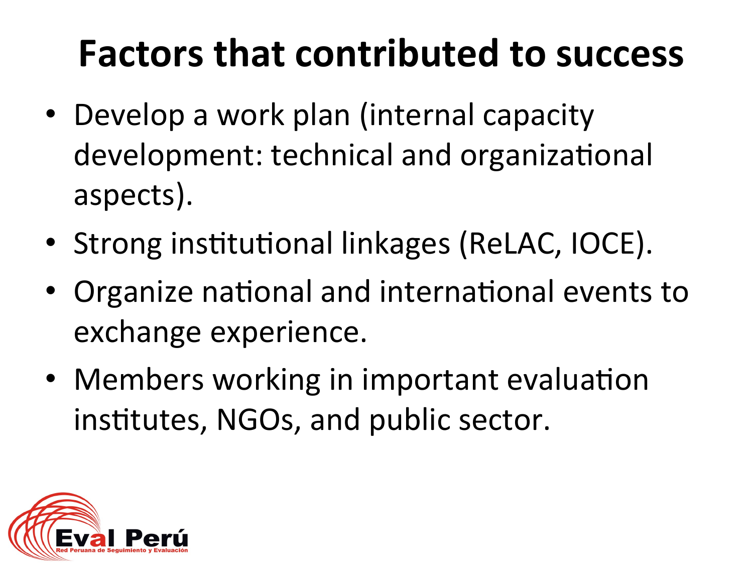# Factors that contributed to success

- Develop a work plan (internal capacity development: technical and organizational aspects).
- Strong institutional linkages (ReLAC, IOCE).
- Organize national and international events to exchange experience.
- Members working in important evaluation institutes, NGOs, and public sector.

Eval Perú
Red Peruana de Seguimiento y Evaluación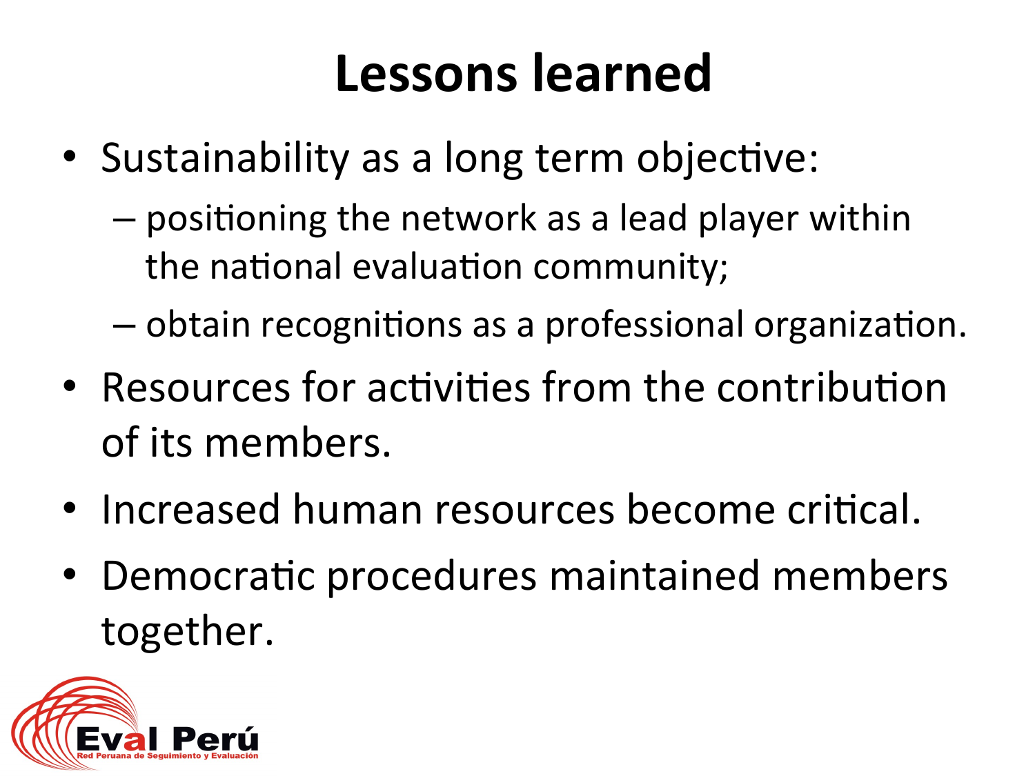# Lessons learned

- Sustainability as a long term objective:
  - positioning the network as a lead player within the national evaluation community;
  - obtain recognitions as a professional organization.
- Resources for activities from the contribution of its members.
- Increased human resources become critical.
- Democratic procedures maintained members together.

Eval Perú
Red Peruana de Seguimiento y Evaluación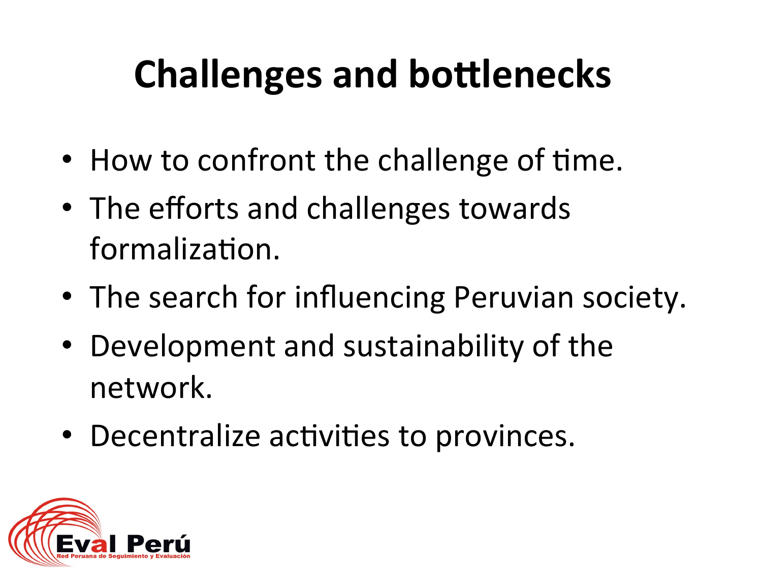# Challenges and bottlenecks

- How to confront the challenge of time.
- The efforts and challenges towards formalization.
- The search for influencing Peruvian society.
- Development and sustainability of the network.
- Decentralize activities to provinces.

Eval Perú
Red Peruana de Seguimiento y Evaluación